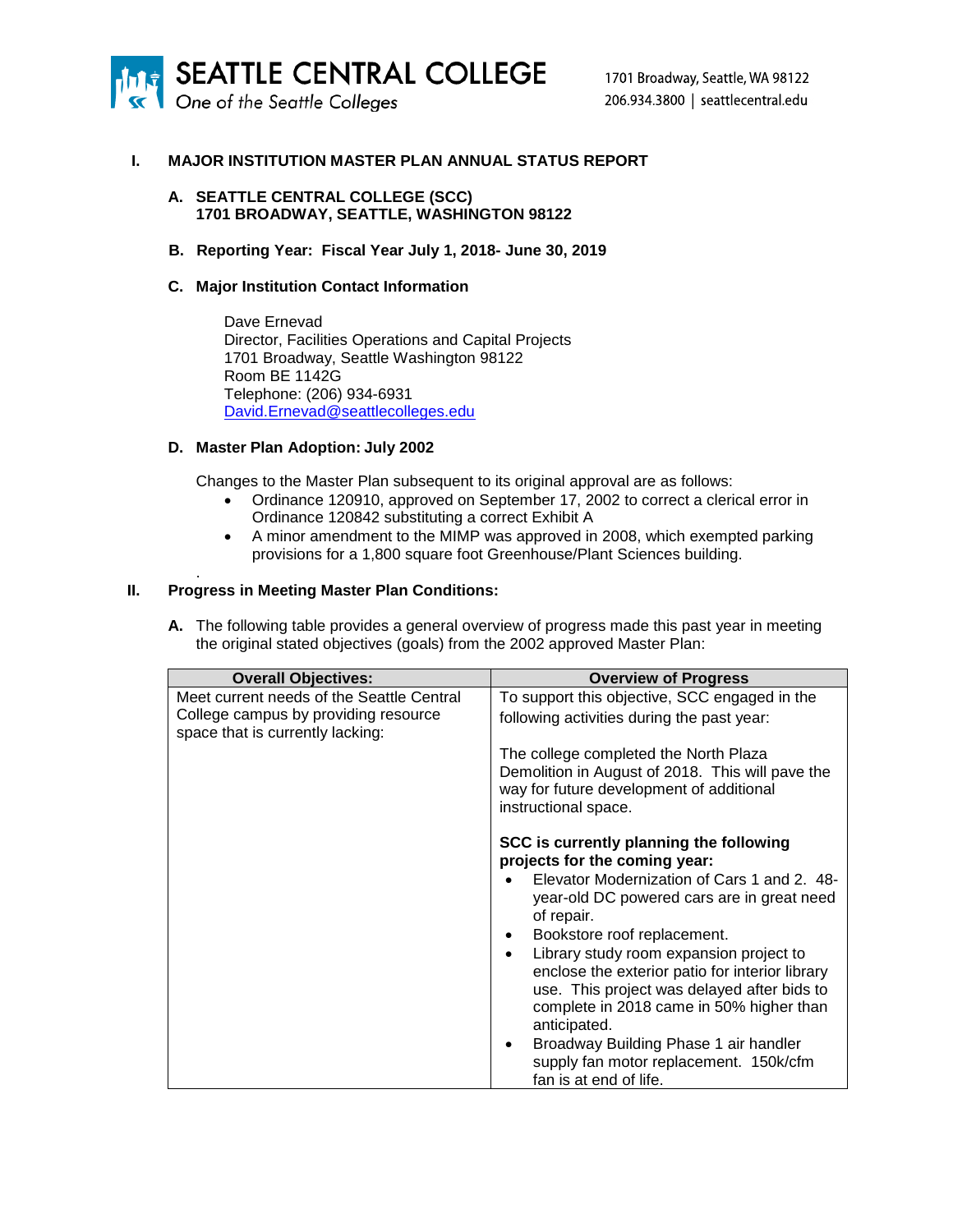**SEATTLE CENTRAL COLLEGE**
*One of the Seattle Colleges*

1701 Broadway, Seattle, WA 98122
206.934.3800 | seattlecentral.edu

# I. MAJOR INSTITUTION MASTER PLAN ANNUAL STATUS REPORT

### A. SEATTLE CENTRAL COLLEGE (SCC) 1701 BROADWAY, SEATTLE, WASHINGTON 98122

### B. Reporting Year: Fiscal Year July 1, 2018- June 30, 2019

### C. Major Institution Contact Information

Dave Ernevad
Director, Facilities Operations and Capital Projects
1701 Broadway, Seattle Washington 98122
Room BE 1142G
Telephone: (206) 934-6931
David.Ernevad@seattlecolleges.edu

### D. Master Plan Adoption: July 2002

Changes to the Master Plan subsequent to its original approval are as follows:

- Ordinance 120910, approved on September 17, 2002 to correct a clerical error in Ordinance 120842 substituting a correct Exhibit A
- A minor amendment to the MIMP was approved in 2008, which exempted parking provisions for a 1,800 square foot Greenhouse/Plant Sciences building.

# II. Progress in Meeting Master Plan Conditions:

**A.** The following table provides a general overview of progress made this past year in meeting the original stated objectives (goals) from the 2002 approved Master Plan:

| Overall Objectives: | Overview of Progress |
|---|---|
| Meet current needs of the Seattle Central College campus by providing resource space that is currently lacking: | To support this objective, SCC engaged in the following activities during the past year:<br><br>The college completed the North Plaza Demolition in August of 2018. This will pave the way for future development of additional instructional space.<br><br>**SCC is currently planning the following projects for the coming year:**<br>• Elevator Modernization of Cars 1 and 2. 48-year-old DC powered cars are in great need of repair.<br>• Bookstore roof replacement.<br>• Library study room expansion project to enclose the exterior patio for interior library use. This project was delayed after bids to complete in 2018 came in 50% higher than anticipated.<br>• Broadway Building Phase 1 air handler supply fan motor replacement. 150k/cfm fan is at end of life. |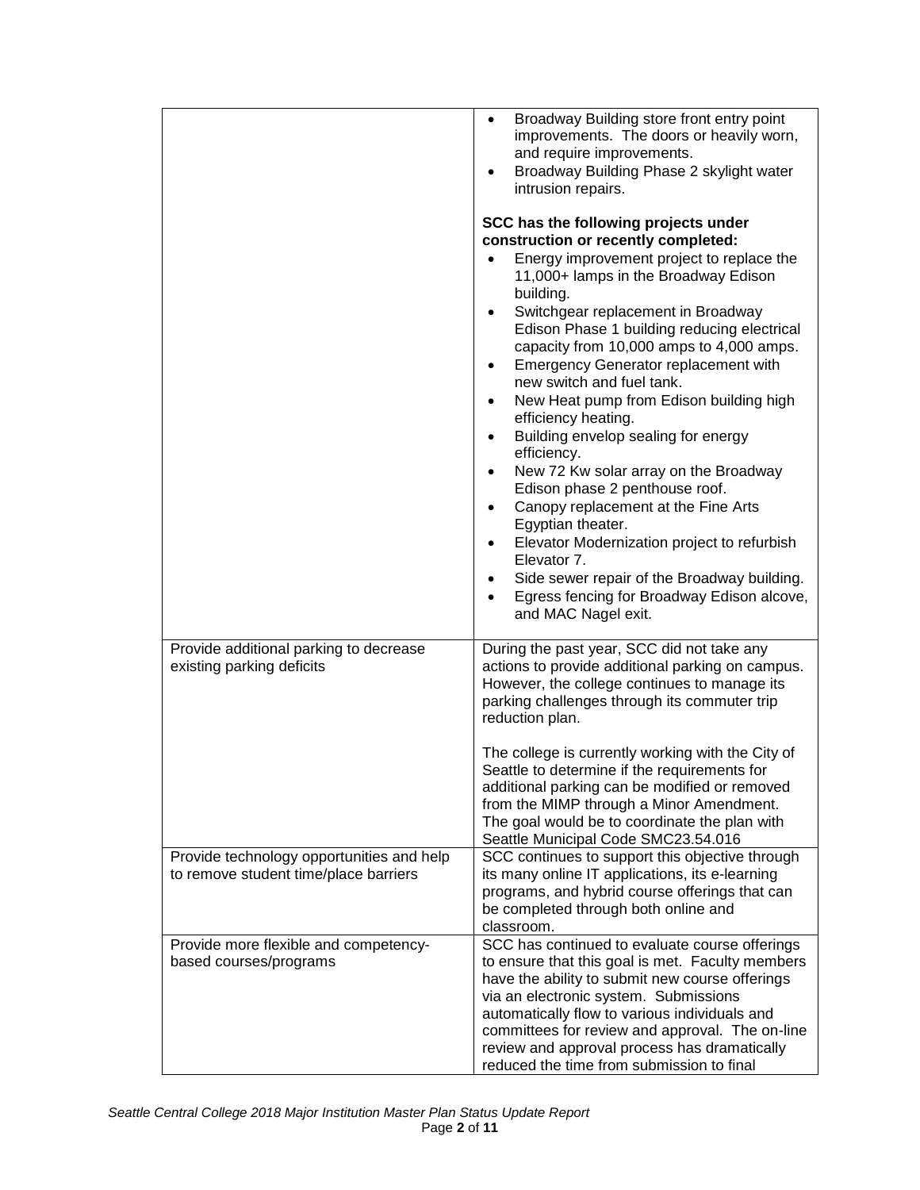| | |
|---|---|
| | • Broadway Building store front entry point improvements. The doors or heavily worn, and require improvements.<br>• Broadway Building Phase 2 skylight water intrusion repairs.<br><br>**SCC has the following projects under construction or recently completed:**<br>• Energy improvement project to replace the 11,000+ lamps in the Broadway Edison building.<br>• Switchgear replacement in Broadway Edison Phase 1 building reducing electrical capacity from 10,000 amps to 4,000 amps.<br>• Emergency Generator replacement with new switch and fuel tank.<br>• New Heat pump from Edison building high efficiency heating.<br>• Building envelop sealing for energy efficiency.<br>• New 72 Kw solar array on the Broadway Edison phase 2 penthouse roof.<br>• Canopy replacement at the Fine Arts Egyptian theater.<br>• Elevator Modernization project to refurbish Elevator 7.<br>• Side sewer repair of the Broadway building.<br>• Egress fencing for Broadway Edison alcove, and MAC Nagel exit. |
| Provide additional parking to decrease existing parking deficits | During the past year, SCC did not take any actions to provide additional parking on campus. However, the college continues to manage its parking challenges through its commuter trip reduction plan.<br><br>The college is currently working with the City of Seattle to determine if the requirements for additional parking can be modified or removed from the MIMP through a Minor Amendment. The goal would be to coordinate the plan with Seattle Municipal Code SMC23.54.016 |
| Provide technology opportunities and help to remove student time/place barriers | SCC continues to support this objective through its many online IT applications, its e-learning programs, and hybrid course offerings that can be completed through both online and classroom. |
| Provide more flexible and competency-based courses/programs | SCC has continued to evaluate course offerings to ensure that this goal is met. Faculty members have the ability to submit new course offerings via an electronic system. Submissions automatically flow to various individuals and committees for review and approval. The on-line review and approval process has dramatically reduced the time from submission to final |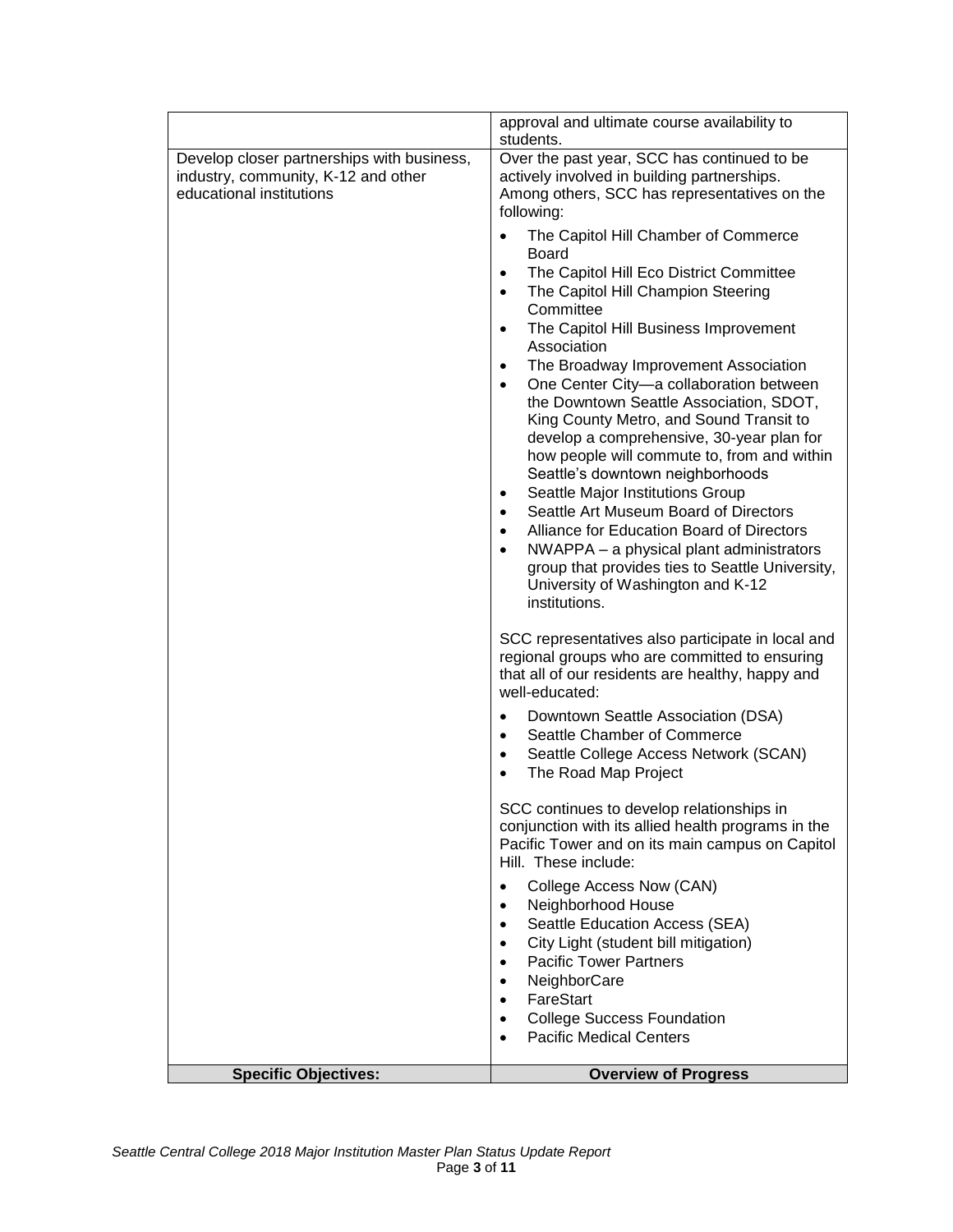| | |
|---|---|
| | approval and ultimate course availability to students. |
| Develop closer partnerships with business, industry, community, K-12 and other educational institutions | Over the past year, SCC has continued to be actively involved in building partnerships. Among others, SCC has representatives on the following:<br><br>• The Capitol Hill Chamber of Commerce Board<br>• The Capitol Hill Eco District Committee<br>• The Capitol Hill Champion Steering Committee<br>• The Capitol Hill Business Improvement Association<br>• The Broadway Improvement Association<br>• One Center City—a collaboration between the Downtown Seattle Association, SDOT, King County Metro, and Sound Transit to develop a comprehensive, 30-year plan for how people will commute to, from and within Seattle's downtown neighborhoods<br>• Seattle Major Institutions Group<br>• Seattle Art Museum Board of Directors<br>• Alliance for Education Board of Directors<br>• NWAPPA – a physical plant administrators group that provides ties to Seattle University, University of Washington and K-12 institutions.<br><br>SCC representatives also participate in local and regional groups who are committed to ensuring that all of our residents are healthy, happy and well-educated:<br><br>• Downtown Seattle Association (DSA)<br>• Seattle Chamber of Commerce<br>• Seattle College Access Network (SCAN)<br>• The Road Map Project<br><br>SCC continues to develop relationships in conjunction with its allied health programs in the Pacific Tower and on its main campus on Capitol Hill. These include:<br><br>• College Access Now (CAN)<br>• Neighborhood House<br>• Seattle Education Access (SEA)<br>• City Light (student bill mitigation)<br>• Pacific Tower Partners<br>• NeighborCare<br>• FareStart<br>• College Success Foundation<br>• Pacific Medical Centers |
| **Specific Objectives:** | **Overview of Progress** |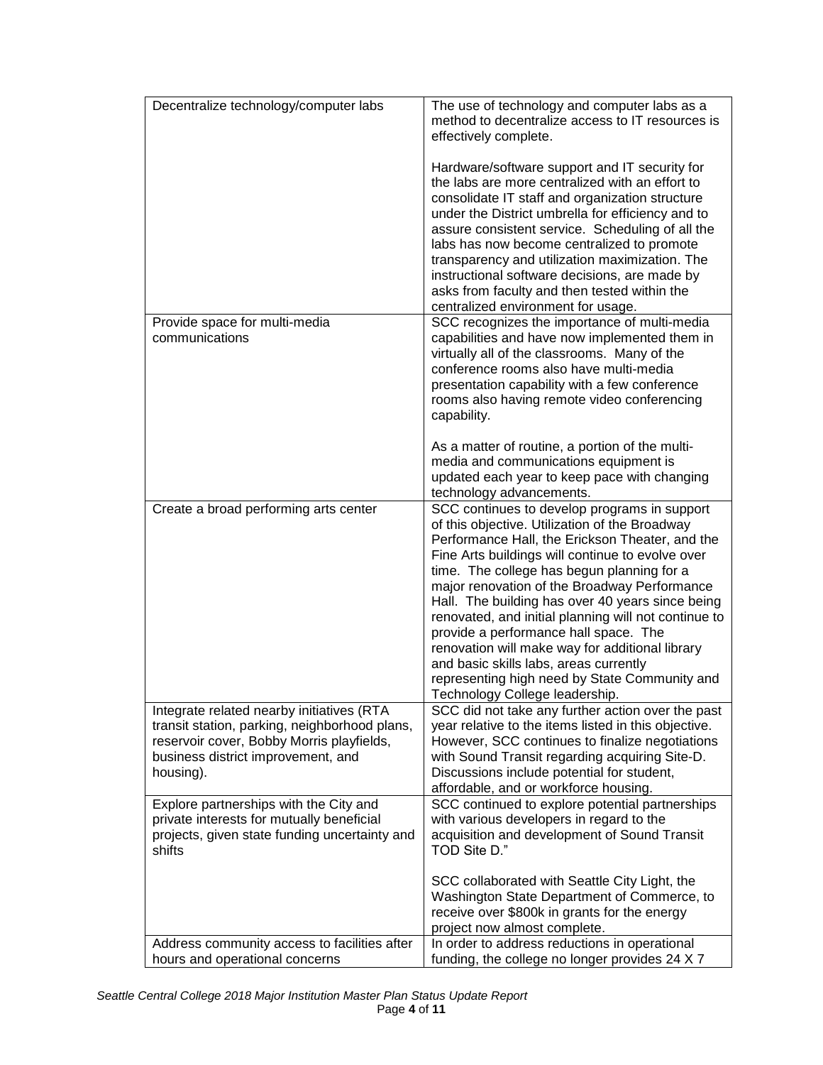| | |
|---|---|
| Decentralize technology/computer labs | The use of technology and computer labs as a method to decentralize access to IT resources is effectively complete.<br><br>Hardware/software support and IT security for the labs are more centralized with an effort to consolidate IT staff and organization structure under the District umbrella for efficiency and to assure consistent service. Scheduling of all the labs has now become centralized to promote transparency and utilization maximization. The instructional software decisions, are made by asks from faculty and then tested within the centralized environment for usage. |
| Provide space for multi-media communications | SCC recognizes the importance of multi-media capabilities and have now implemented them in virtually all of the classrooms. Many of the conference rooms also have multi-media presentation capability with a few conference rooms also having remote video conferencing capability.<br><br>As a matter of routine, a portion of the multi-media and communications equipment is updated each year to keep pace with changing technology advancements. |
| Create a broad performing arts center | SCC continues to develop programs in support of this objective. Utilization of the Broadway Performance Hall, the Erickson Theater, and the Fine Arts buildings will continue to evolve over time. The college has begun planning for a major renovation of the Broadway Performance Hall. The building has over 40 years since being renovated, and initial planning will not continue to provide a performance hall space. The renovation will make way for additional library and basic skills labs, areas currently representing high need by State Community and Technology College leadership. |
| Integrate related nearby initiatives (RTA transit station, parking, neighborhood plans, reservoir cover, Bobby Morris playfields, business district improvement, and housing). | SCC did not take any further action over the past year relative to the items listed in this objective. However, SCC continues to finalize negotiations with Sound Transit regarding acquiring Site-D. Discussions include potential for student, affordable, and or workforce housing. |
| Explore partnerships with the City and private interests for mutually beneficial projects, given state funding uncertainty and shifts | SCC continued to explore potential partnerships with various developers in regard to the acquisition and development of Sound Transit TOD Site D."<br><br>SCC collaborated with Seattle City Light, the Washington State Department of Commerce, to receive over $800k in grants for the energy project now almost complete. |
| Address community access to facilities after hours and operational concerns | In order to address reductions in operational funding, the college no longer provides 24 X 7 |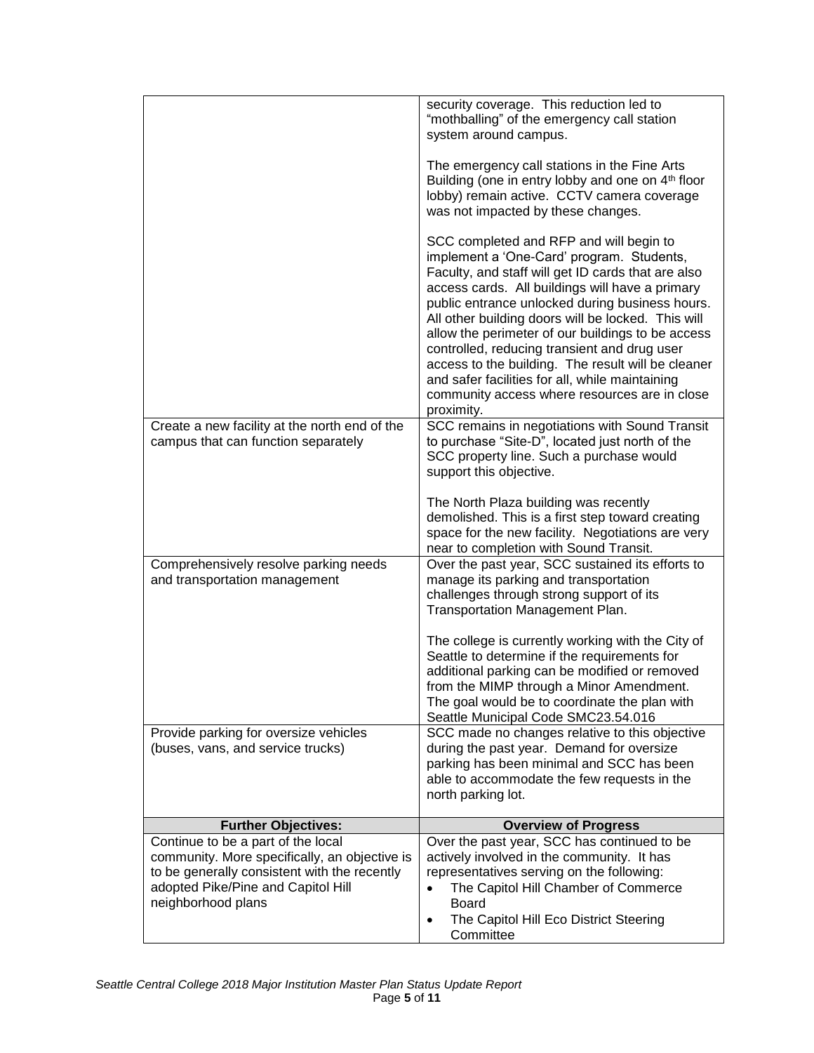| | |
|---|---|
| | security coverage. This reduction led to "mothballing" of the emergency call station system around campus.<br><br>The emergency call stations in the Fine Arts Building (one in entry lobby and one on 4th floor lobby) remain active. CCTV camera coverage was not impacted by these changes.<br><br>SCC completed and RFP and will begin to implement a 'One-Card' program. Students, Faculty, and staff will get ID cards that are also access cards. All buildings will have a primary public entrance unlocked during business hours. All other building doors will be locked. This will allow the perimeter of our buildings to be access controlled, reducing transient and drug user access to the building. The result will be cleaner and safer facilities for all, while maintaining community access where resources are in close proximity. |
| Create a new facility at the north end of the campus that can function separately | SCC remains in negotiations with Sound Transit to purchase "Site-D", located just north of the SCC property line. Such a purchase would support this objective.<br><br>The North Plaza building was recently demolished. This is a first step toward creating space for the new facility. Negotiations are very near to completion with Sound Transit. |
| Comprehensively resolve parking needs and transportation management | Over the past year, SCC sustained its efforts to manage its parking and transportation challenges through strong support of its Transportation Management Plan.<br><br>The college is currently working with the City of Seattle to determine if the requirements for additional parking can be modified or removed from the MIMP through a Minor Amendment. The goal would be to coordinate the plan with Seattle Municipal Code SMC23.54.016 |
| Provide parking for oversize vehicles (buses, vans, and service trucks) | SCC made no changes relative to this objective during the past year. Demand for oversize parking has been minimal and SCC has been able to accommodate the few requests in the north parking lot. |
| **Further Objectives:** | **Overview of Progress** |
| Continue to be a part of the local community. More specifically, an objective is to be generally consistent with the recently adopted Pike/Pine and Capitol Hill neighborhood plans | Over the past year, SCC has continued to be actively involved in the community. It has representatives serving on the following:<br>• The Capitol Hill Chamber of Commerce Board<br>• The Capitol Hill Eco District Steering Committee |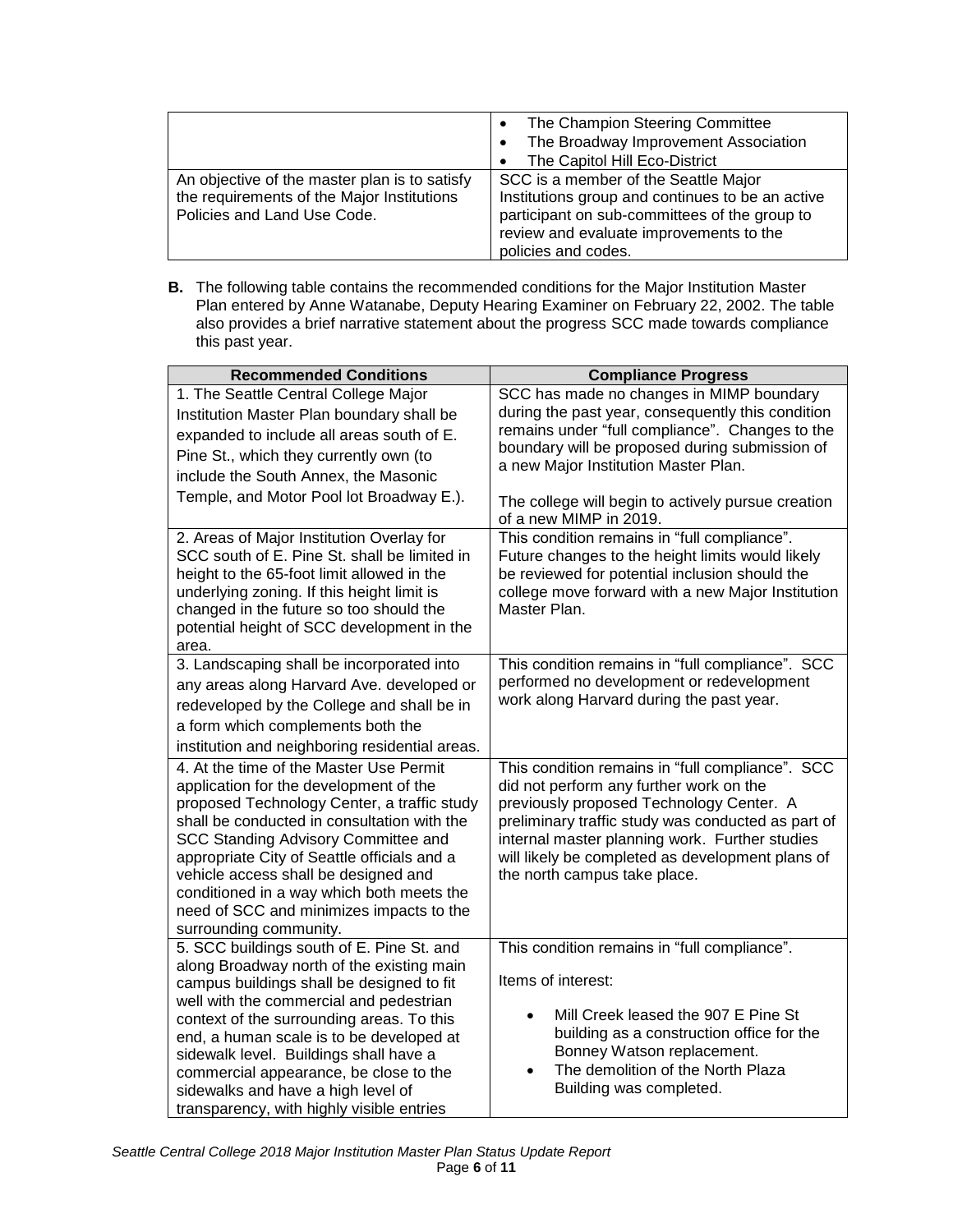| | |
|---|---|
| | • The Champion Steering Committee<br>• The Broadway Improvement Association<br>• The Capitol Hill Eco-District |
| An objective of the master plan is to satisfy the requirements of the Major Institutions Policies and Land Use Code. | SCC is a member of the Seattle Major Institutions group and continues to be an active participant on sub-committees of the group to review and evaluate improvements to the policies and codes. |

**B.** The following table contains the recommended conditions for the Major Institution Master Plan entered by Anne Watanabe, Deputy Hearing Examiner on February 22, 2002. The table also provides a brief narrative statement about the progress SCC made towards compliance this past year.

| Recommended Conditions | Compliance Progress |
|---|---|
| 1. The Seattle Central College Major Institution Master Plan boundary shall be expanded to include all areas south of E. Pine St., which they currently own (to include the South Annex, the Masonic Temple, and Motor Pool lot Broadway E.). | SCC has made no changes in MIMP boundary during the past year, consequently this condition remains under "full compliance". Changes to the boundary will be proposed during submission of a new Major Institution Master Plan.<br><br>The college will begin to actively pursue creation of a new MIMP in 2019. |
| 2. Areas of Major Institution Overlay for SCC south of E. Pine St. shall be limited in height to the 65-foot limit allowed in the underlying zoning. If this height limit is changed in the future so too should the potential height of SCC development in the area. | This condition remains in "full compliance". Future changes to the height limits would likely be reviewed for potential inclusion should the college move forward with a new Major Institution Master Plan. |
| 3. Landscaping shall be incorporated into any areas along Harvard Ave. developed or redeveloped by the College and shall be in a form which complements both the institution and neighboring residential areas. | This condition remains in "full compliance". SCC performed no development or redevelopment work along Harvard during the past year. |
| 4. At the time of the Master Use Permit application for the development of the proposed Technology Center, a traffic study shall be conducted in consultation with the SCC Standing Advisory Committee and appropriate City of Seattle officials and a vehicle access shall be designed and conditioned in a way which both meets the need of SCC and minimizes impacts to the surrounding community. | This condition remains in "full compliance". SCC did not perform any further work on the previously proposed Technology Center. A preliminary traffic study was conducted as part of internal master planning work. Further studies will likely be completed as development plans of the north campus take place. |
| 5. SCC buildings south of E. Pine St. and along Broadway north of the existing main campus buildings shall be designed to fit well with the commercial and pedestrian context of the surrounding areas. To this end, a human scale is to be developed at sidewalk level. Buildings shall have a commercial appearance, be close to the sidewalks and have a high level of transparency, with highly visible entries | This condition remains in "full compliance".<br><br>Items of interest:<br><br>• Mill Creek leased the 907 E Pine St building as a construction office for the Bonney Watson replacement.<br>• The demolition of the North Plaza Building was completed. |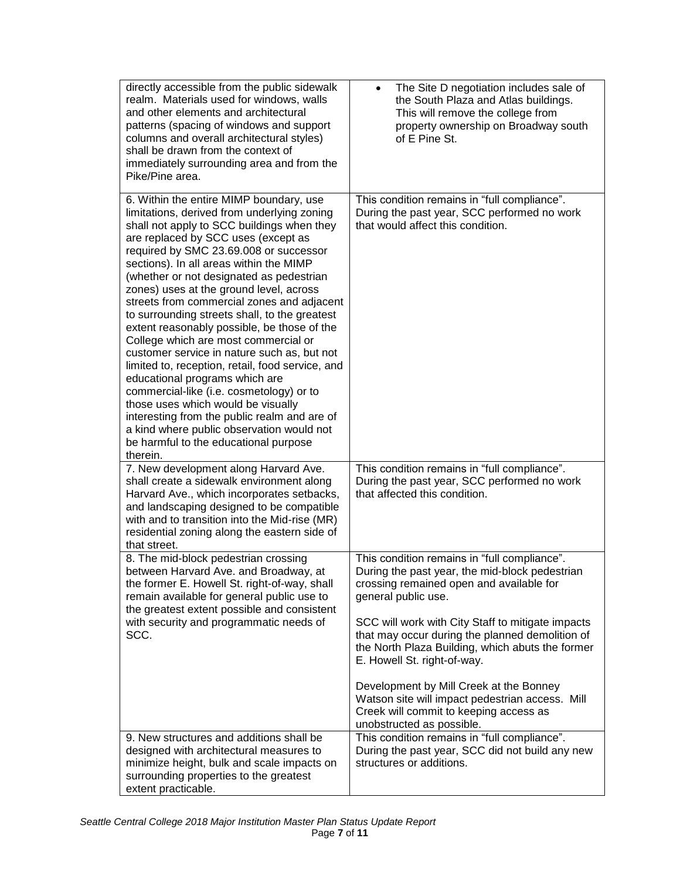| | |
|---|---|
| directly accessible from the public sidewalk realm. Materials used for windows, walls and other elements and architectural patterns (spacing of windows and support columns and overall architectural styles) shall be drawn from the context of immediately surrounding area and from the Pike/Pine area. | • The Site D negotiation includes sale of the South Plaza and Atlas buildings. This will remove the college from property ownership on Broadway south of E Pine St. |
| 6. Within the entire MIMP boundary, use limitations, derived from underlying zoning shall not apply to SCC buildings when they are replaced by SCC uses (except as required by SMC 23.69.008 or successor sections). In all areas within the MIMP (whether or not designated as pedestrian zones) uses at the ground level, across streets from commercial zones and adjacent to surrounding streets shall, to the greatest extent reasonably possible, be those of the College which are most commercial or customer service in nature such as, but not limited to, reception, retail, food service, and educational programs which are commercial-like (i.e. cosmetology) or to those uses which would be visually interesting from the public realm and are of a kind where public observation would not be harmful to the educational purpose therein. | This condition remains in "full compliance". During the past year, SCC performed no work that would affect this condition. |
| 7. New development along Harvard Ave. shall create a sidewalk environment along Harvard Ave., which incorporates setbacks, and landscaping designed to be compatible with and to transition into the Mid-rise (MR) residential zoning along the eastern side of that street. | This condition remains in "full compliance". During the past year, SCC performed no work that affected this condition. |
| 8. The mid-block pedestrian crossing between Harvard Ave. and Broadway, at the former E. Howell St. right-of-way, shall remain available for general public use to the greatest extent possible and consistent with security and programmatic needs of SCC. | This condition remains in "full compliance". During the past year, the mid-block pedestrian crossing remained open and available for general public use.<br><br>SCC will work with City Staff to mitigate impacts that may occur during the planned demolition of the North Plaza Building, which abuts the former E. Howell St. right-of-way.<br><br>Development by Mill Creek at the Bonney Watson site will impact pedestrian access. Mill Creek will commit to keeping access as unobstructed as possible. |
| 9. New structures and additions shall be designed with architectural measures to minimize height, bulk and scale impacts on surrounding properties to the greatest extent practicable. | This condition remains in "full compliance". During the past year, SCC did not build any new structures or additions. |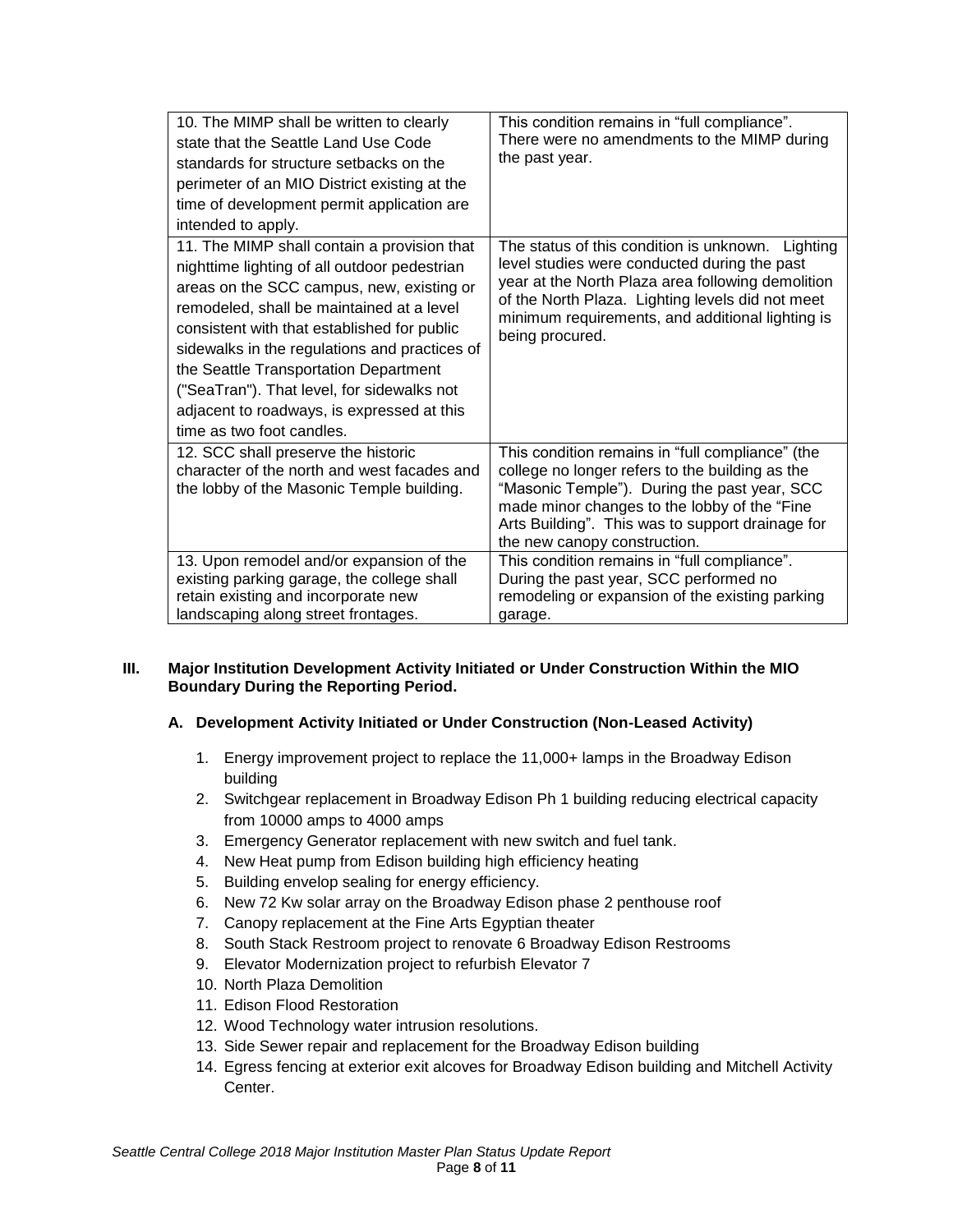| | |
|---|---|
| 10. The MIMP shall be written to clearly state that the Seattle Land Use Code standards for structure setbacks on the perimeter of an MIO District existing at the time of development permit application are intended to apply. | This condition remains in "full compliance". There were no amendments to the MIMP during the past year. |
| 11. The MIMP shall contain a provision that nighttime lighting of all outdoor pedestrian areas on the SCC campus, new, existing or remodeled, shall be maintained at a level consistent with that established for public sidewalks in the regulations and practices of the Seattle Transportation Department ("SeaTran"). That level, for sidewalks not adjacent to roadways, is expressed at this time as two foot candles. | The status of this condition is unknown. Lighting level studies were conducted during the past year at the North Plaza area following demolition of the North Plaza. Lighting levels did not meet minimum requirements, and additional lighting is being procured. |
| 12. SCC shall preserve the historic character of the north and west facades and the lobby of the Masonic Temple building. | This condition remains in "full compliance" (the college no longer refers to the building as the "Masonic Temple"). During the past year, SCC made minor changes to the lobby of the "Fine Arts Building". This was to support drainage for the new canopy construction. |
| 13. Upon remodel and/or expansion of the existing parking garage, the college shall retain existing and incorporate new landscaping along street frontages. | This condition remains in "full compliance". During the past year, SCC performed no remodeling or expansion of the existing parking garage. |

## III. Major Institution Development Activity Initiated or Under Construction Within the MIO Boundary During the Reporting Period.

### A. Development Activity Initiated or Under Construction (Non-Leased Activity)

1. Energy improvement project to replace the 11,000+ lamps in the Broadway Edison building
2. Switchgear replacement in Broadway Edison Ph 1 building reducing electrical capacity from 10000 amps to 4000 amps
3. Emergency Generator replacement with new switch and fuel tank.
4. New Heat pump from Edison building high efficiency heating
5. Building envelop sealing for energy efficiency.
6. New 72 Kw solar array on the Broadway Edison phase 2 penthouse roof
7. Canopy replacement at the Fine Arts Egyptian theater
8. South Stack Restroom project to renovate 6 Broadway Edison Restrooms
9. Elevator Modernization project to refurbish Elevator 7
10. North Plaza Demolition
11. Edison Flood Restoration
12. Wood Technology water intrusion resolutions.
13. Side Sewer repair and replacement for the Broadway Edison building
14. Egress fencing at exterior exit alcoves for Broadway Edison building and Mitchell Activity Center.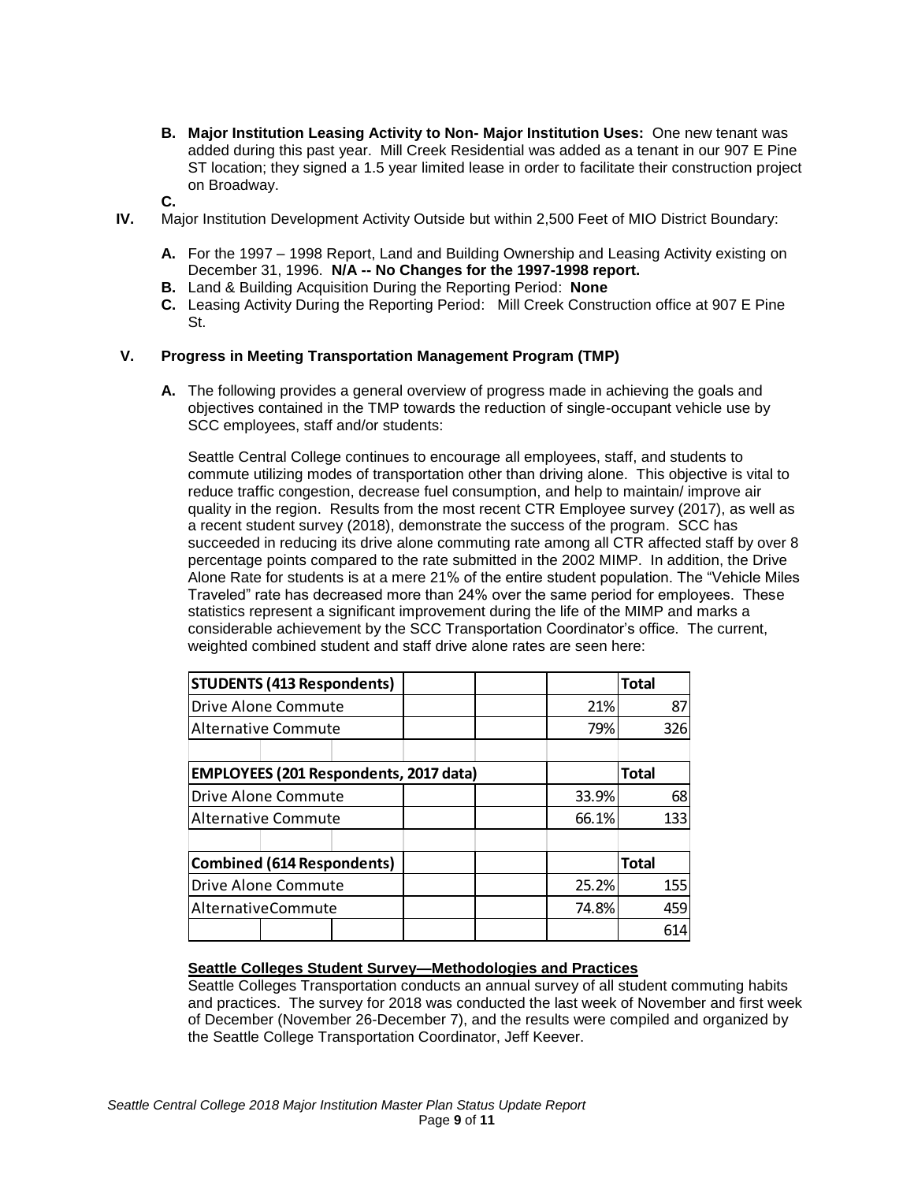**B. Major Institution Leasing Activity to Non- Major Institution Uses:** One new tenant was added during this past year. Mill Creek Residential was added as a tenant in our 907 E Pine ST location; they signed a 1.5 year limited lease in order to facilitate their construction project on Broadway.

**C.**

**IV.** Major Institution Development Activity Outside but within 2,500 Feet of MIO District Boundary:

**A.** For the 1997 – 1998 Report, Land and Building Ownership and Leasing Activity existing on December 31, 1996. **N/A -- No Changes for the 1997-1998 report.**

**B.** Land & Building Acquisition During the Reporting Period: **None**

**C.** Leasing Activity During the Reporting Period: Mill Creek Construction office at 907 E Pine St.

## V. Progress in Meeting Transportation Management Program (TMP)

**A.** The following provides a general overview of progress made in achieving the goals and objectives contained in the TMP towards the reduction of single-occupant vehicle use by SCC employees, staff and/or students:

Seattle Central College continues to encourage all employees, staff, and students to commute utilizing modes of transportation other than driving alone. This objective is vital to reduce traffic congestion, decrease fuel consumption, and help to maintain/ improve air quality in the region. Results from the most recent CTR Employee survey (2017), as well as a recent student survey (2018), demonstrate the success of the program. SCC has succeeded in reducing its drive alone commuting rate among all CTR affected staff by over 8 percentage points compared to the rate submitted in the 2002 MIMP. In addition, the Drive Alone Rate for students is at a mere 21% of the entire student population. The "Vehicle Miles Traveled" rate has decreased more than 24% over the same period for employees. These statistics represent a significant improvement during the life of the MIMP and marks a considerable achievement by the SCC Transportation Coordinator's office. The current, weighted combined student and staff drive alone rates are seen here:

| | | Total |
|---|---|---|
| **STUDENTS (413 Respondents)** | | **Total** |
| Drive Alone Commute | 21% | 87 |
| Alternative Commute | 79% | 326 |
| | | |
| **EMPLOYEES (201 Respondents, 2017 data)** | | **Total** |
| Drive Alone Commute | 33.9% | 68 |
| Alternative Commute | 66.1% | 133 |
| | | |
| **Combined (614 Respondents)** | | **Total** |
| Drive Alone Commute | 25.2% | 155 |
| AlternativeCommute | 74.8% | 459 |
| | | 614 |

**Seattle Colleges Student Survey—Methodologies and Practices**

Seattle Colleges Transportation conducts an annual survey of all student commuting habits and practices. The survey for 2018 was conducted the last week of November and first week of December (November 26-December 7), and the results were compiled and organized by the Seattle College Transportation Coordinator, Jeff Keever.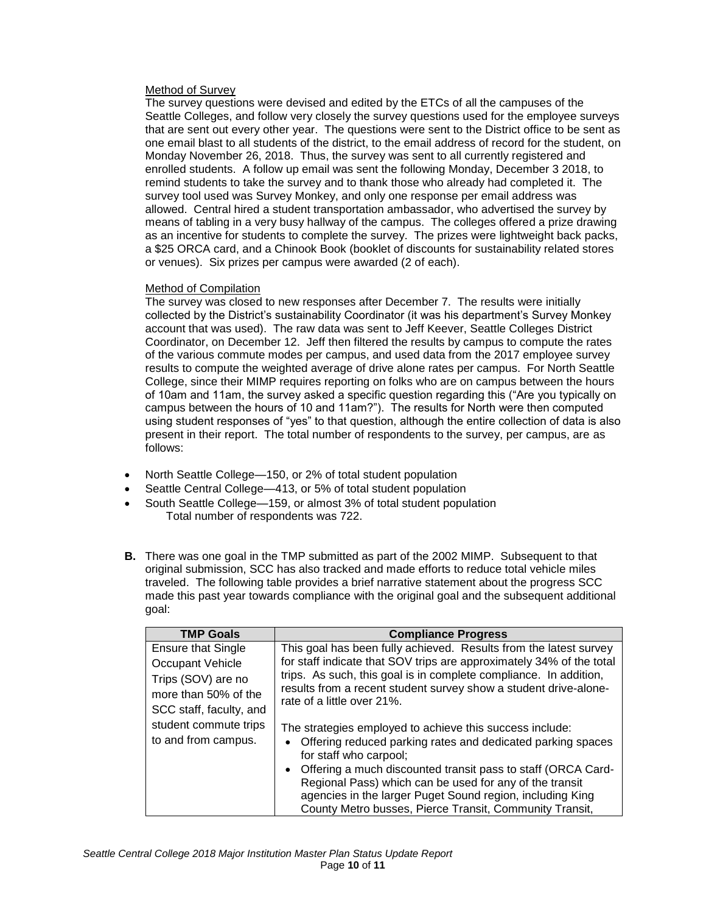Method of Survey

The survey questions were devised and edited by the ETCs of all the campuses of the Seattle Colleges, and follow very closely the survey questions used for the employee surveys that are sent out every other year. The questions were sent to the District office to be sent as one email blast to all students of the district, to the email address of record for the student, on Monday November 26, 2018. Thus, the survey was sent to all currently registered and enrolled students. A follow up email was sent the following Monday, December 3 2018, to remind students to take the survey and to thank those who already had completed it. The survey tool used was Survey Monkey, and only one response per email address was allowed. Central hired a student transportation ambassador, who advertised the survey by means of tabling in a very busy hallway of the campus. The colleges offered a prize drawing as an incentive for students to complete the survey. The prizes were lightweight back packs, a $25 ORCA card, and a Chinook Book (booklet of discounts for sustainability related stores or venues). Six prizes per campus were awarded (2 of each).

Method of Compilation

The survey was closed to new responses after December 7. The results were initially collected by the District's sustainability Coordinator (it was his department's Survey Monkey account that was used). The raw data was sent to Jeff Keever, Seattle Colleges District Coordinator, on December 12. Jeff then filtered the results by campus to compute the rates of the various commute modes per campus, and used data from the 2017 employee survey results to compute the weighted average of drive alone rates per campus. For North Seattle College, since their MIMP requires reporting on folks who are on campus between the hours of 10am and 11am, the survey asked a specific question regarding this ("Are you typically on campus between the hours of 10 and 11am?"). The results for North were then computed using student responses of "yes" to that question, although the entire collection of data is also present in their report. The total number of respondents to the survey, per campus, are as follows:

- North Seattle College—150, or 2% of total student population
- Seattle Central College—413, or 5% of total student population
- South Seattle College—159, or almost 3% of total student population
  Total number of respondents was 722.

**B.** There was one goal in the TMP submitted as part of the 2002 MIMP. Subsequent to that original submission, SCC has also tracked and made efforts to reduce total vehicle miles traveled. The following table provides a brief narrative statement about the progress SCC made this past year towards compliance with the original goal and the subsequent additional goal:

| TMP Goals | Compliance Progress |
|---|---|
| Ensure that Single Occupant Vehicle Trips (SOV) are no more than 50% of the SCC staff, faculty, and student commute trips to and from campus. | This goal has been fully achieved. Results from the latest survey for staff indicate that SOV trips are approximately 34% of the total trips. As such, this goal is in complete compliance. In addition, results from a recent student survey show a student drive-alone-rate of a little over 21%.<br><br>The strategies employed to achieve this success include:<br>• Offering reduced parking rates and dedicated parking spaces for staff who carpool;<br>• Offering a much discounted transit pass to staff (ORCA Card-Regional Pass) which can be used for any of the transit agencies in the larger Puget Sound region, including King County Metro busses, Pierce Transit, Community Transit, |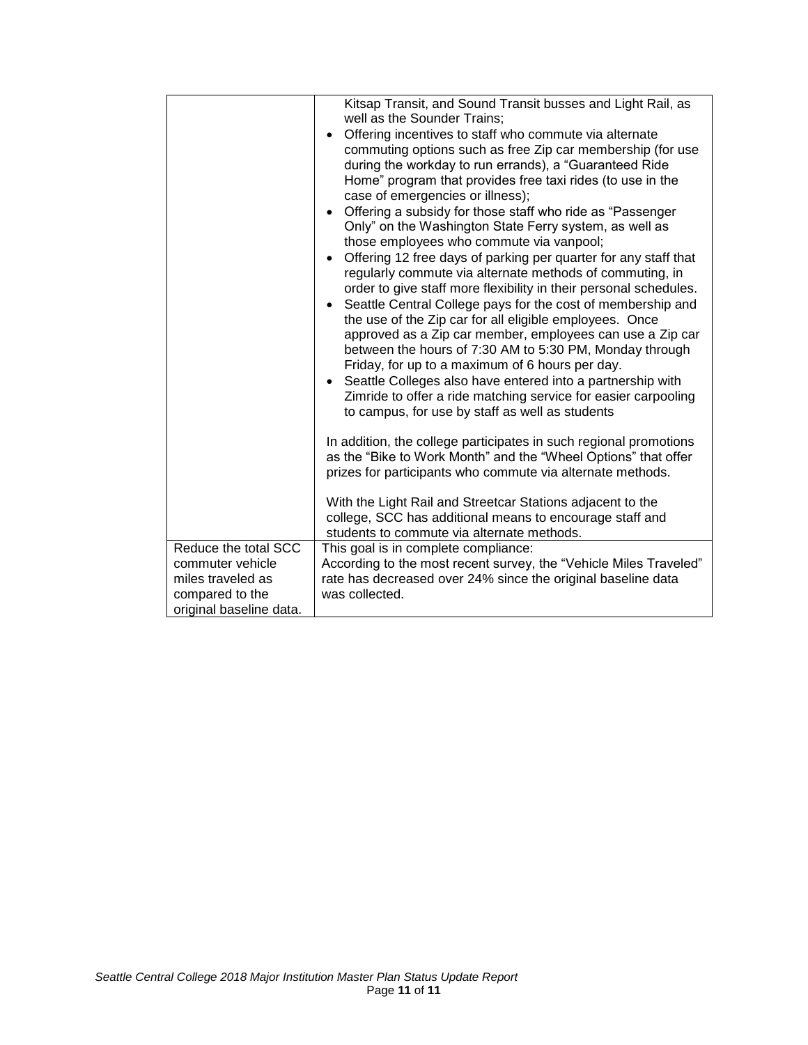| | |
|---|---|
| | Kitsap Transit, and Sound Transit busses and Light Rail, as well as the Sounder Trains;<br>• Offering incentives to staff who commute via alternate commuting options such as free Zip car membership (for use during the workday to run errands), a "Guaranteed Ride Home" program that provides free taxi rides (to use in the case of emergencies or illness);<br>• Offering a subsidy for those staff who ride as "Passenger Only" on the Washington State Ferry system, as well as those employees who commute via vanpool;<br>• Offering 12 free days of parking per quarter for any staff that regularly commute via alternate methods of commuting, in order to give staff more flexibility in their personal schedules.<br>• Seattle Central College pays for the cost of membership and the use of the Zip car for all eligible employees. Once approved as a Zip car member, employees can use a Zip car between the hours of 7:30 AM to 5:30 PM, Monday through Friday, for up to a maximum of 6 hours per day.<br>• Seattle Colleges also have entered into a partnership with Zimride to offer a ride matching service for easier carpooling to campus, for use by staff as well as students<br><br>In addition, the college participates in such regional promotions as the "Bike to Work Month" and the "Wheel Options" that offer prizes for participants who commute via alternate methods.<br><br>With the Light Rail and Streetcar Stations adjacent to the college, SCC has additional means to encourage staff and students to commute via alternate methods. |
| Reduce the total SCC commuter vehicle miles traveled as compared to the original baseline data. | This goal is in complete compliance:<br>According to the most recent survey, the "Vehicle Miles Traveled" rate has decreased over 24% since the original baseline data was collected. |